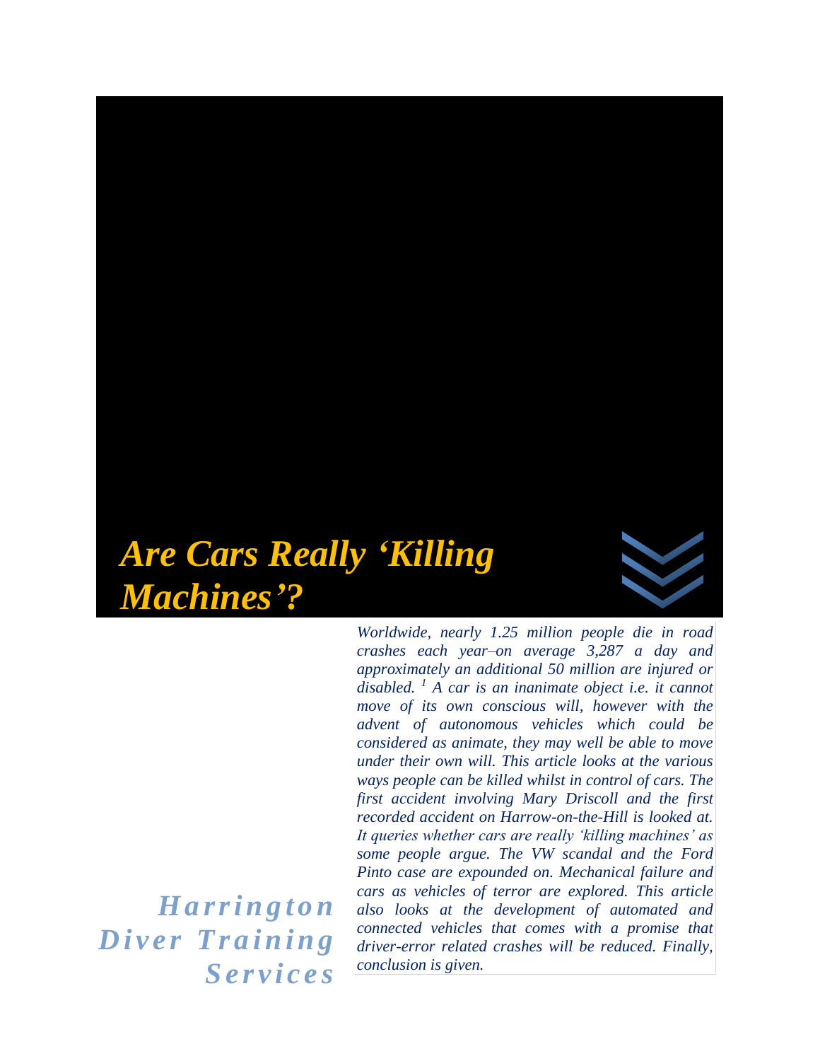# *Are Cars Really 'Killing Machines'?*

*Harrington Diver Training Services*

*Worldwide, nearly 1.25 million people die in road crashes each year–on average 3,287 a day and approximately an additional 50 million are injured or disabled. [1] A car is an inanimate object i.e. it cannot move of its own conscious will, however with the advent of autonomous vehicles which could be considered as animate, they may well be able to move under their own will. This article looks at the various ways people can be killed whilst in control of cars. The first accident involving Mary Driscoll and the first recorded accident on Harrow-on-the-Hill is looked at. It queries whether cars are really 'killing machines' as some people argue. The VW scandal and the Ford Pinto case are expounded on. Mechanical failure and cars as vehicles of terror are explored. This article also looks at the development of automated and connected vehicles that comes with a promise that driver-error related crashes will be reduced. Finally, conclusion is given.*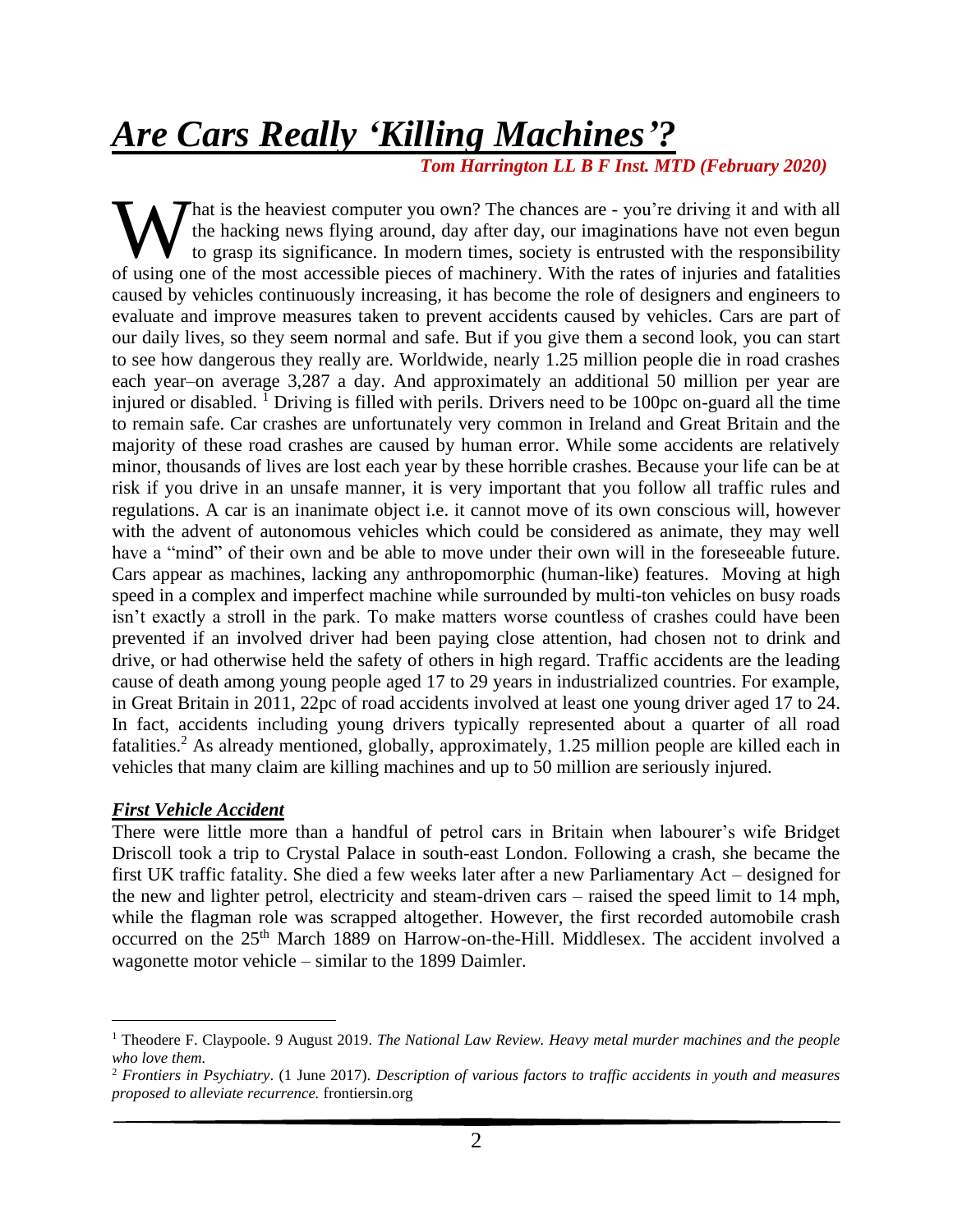# ***Are Cars Really 'Killing Machines'?***

***Tom Harrington LL B F Inst. MTD (February 2020)***

What is the heaviest computer you own? The chances are - you're driving it and with all the hacking news flying around, day after day, our imaginations have not even begun to grasp its significance. In modern times, society is entrusted with the responsibility of using one of the most accessible pieces of machinery. With the rates of injuries and fatalities caused by vehicles continuously increasing, it has become the role of designers and engineers to evaluate and improve measures taken to prevent accidents caused by vehicles. Cars are part of our daily lives, so they seem normal and safe. But if you give them a second look, you can start to see how dangerous they really are. Worldwide, nearly 1.25 million people die in road crashes each year–on average 3,287 a day. And approximately an additional 50 million per year are injured or disabled. [1] Driving is filled with perils. Drivers need to be 100pc on-guard all the time to remain safe. Car crashes are unfortunately very common in Ireland and Great Britain and the majority of these road crashes are caused by human error. While some accidents are relatively minor, thousands of lives are lost each year by these horrible crashes. Because your life can be at risk if you drive in an unsafe manner, it is very important that you follow all traffic rules and regulations. A car is an inanimate object i.e. it cannot move of its own conscious will, however with the advent of autonomous vehicles which could be considered as animate, they may well have a "mind" of their own and be able to move under their own will in the foreseeable future. Cars appear as machines, lacking any anthropomorphic (human-like) features. Moving at high speed in a complex and imperfect machine while surrounded by multi-ton vehicles on busy roads isn't exactly a stroll in the park. To make matters worse countless of crashes could have been prevented if an involved driver had been paying close attention, had chosen not to drink and drive, or had otherwise held the safety of others in high regard. Traffic accidents are the leading cause of death among young people aged 17 to 29 years in industrialized countries. For example, in Great Britain in 2011, 22pc of road accidents involved at least one young driver aged 17 to 24. In fact, accidents including young drivers typically represented about a quarter of all road fatalities.[2] As already mentioned, globally, approximately, 1.25 million people are killed each in vehicles that many claim are killing machines and up to 50 million are seriously injured.

### ***First Vehicle Accident***

There were little more than a handful of petrol cars in Britain when labourer's wife Bridget Driscoll took a trip to Crystal Palace in south-east London. Following a crash, she became the first UK traffic fatality. She died a few weeks later after a new Parliamentary Act – designed for the new and lighter petrol, electricity and steam-driven cars – raised the speed limit to 14 mph, while the flagman role was scrapped altogether. However, the first recorded automobile crash occurred on the 25th March 1889 on Harrow-on-the-Hill. Middlesex. The accident involved a wagonette motor vehicle – similar to the 1899 Daimler.

---

[1] Theodere F. Claypoole. 9 August 2019. *The National Law Review. Heavy metal murder machines and the people who love them.*

[2] *Frontiers in Psychiatry*. (1 June 2017). *Description of various factors to traffic accidents in youth and measures proposed to alleviate recurrence.* frontiersin.org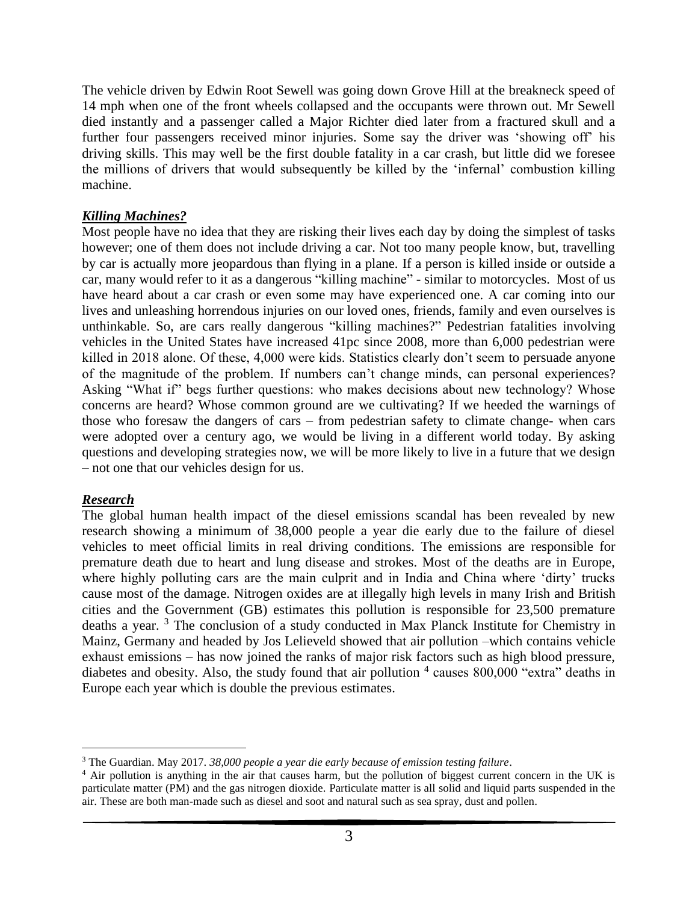The vehicle driven by Edwin Root Sewell was going down Grove Hill at the breakneck speed of 14 mph when one of the front wheels collapsed and the occupants were thrown out. Mr Sewell died instantly and a passenger called a Major Richter died later from a fractured skull and a further four passengers received minor injuries. Some say the driver was 'showing off' his driving skills. This may well be the first double fatality in a car crash, but little did we foresee the millions of drivers that would subsequently be killed by the 'infernal' combustion killing machine.

### ***Killing Machines?***

Most people have no idea that they are risking their lives each day by doing the simplest of tasks however; one of them does not include driving a car. Not too many people know, but, travelling by car is actually more jeopardous than flying in a plane. If a person is killed inside or outside a car, many would refer to it as a dangerous "killing machine" - similar to motorcycles. Most of us have heard about a car crash or even some may have experienced one. A car coming into our lives and unleashing horrendous injuries on our loved ones, friends, family and even ourselves is unthinkable. So, are cars really dangerous "killing machines?" Pedestrian fatalities involving vehicles in the United States have increased 41pc since 2008, more than 6,000 pedestrian were killed in 2018 alone. Of these, 4,000 were kids. Statistics clearly don't seem to persuade anyone of the magnitude of the problem. If numbers can't change minds, can personal experiences? Asking "What if" begs further questions: who makes decisions about new technology? Whose concerns are heard? Whose common ground are we cultivating? If we heeded the warnings of those who foresaw the dangers of cars – from pedestrian safety to climate change- when cars were adopted over a century ago, we would be living in a different world today. By asking questions and developing strategies now, we will be more likely to live in a future that we design – not one that our vehicles design for us.

### ***Research***

The global human health impact of the diesel emissions scandal has been revealed by new research showing a minimum of 38,000 people a year die early due to the failure of diesel vehicles to meet official limits in real driving conditions. The emissions are responsible for premature death due to heart and lung disease and strokes. Most of the deaths are in Europe, where highly polluting cars are the main culprit and in India and China where 'dirty' trucks cause most of the damage. Nitrogen oxides are at illegally high levels in many Irish and British cities and the Government (GB) estimates this pollution is responsible for 23,500 premature deaths a year. [3] The conclusion of a study conducted in Max Planck Institute for Chemistry in Mainz, Germany and headed by Jos Lelieveld showed that air pollution –which contains vehicle exhaust emissions – has now joined the ranks of major risk factors such as high blood pressure, diabetes and obesity. Also, the study found that air pollution [4] causes 800,000 "extra" deaths in Europe each year which is double the previous estimates.

---

[3] The Guardian. May 2017. *38,000 people a year die early because of emission testing failure*.

[4] Air pollution is anything in the air that causes harm, but the pollution of biggest current concern in the UK is particulate matter (PM) and the gas nitrogen dioxide. Particulate matter is all solid and liquid parts suspended in the air. These are both man-made such as diesel and soot and natural such as sea spray, dust and pollen.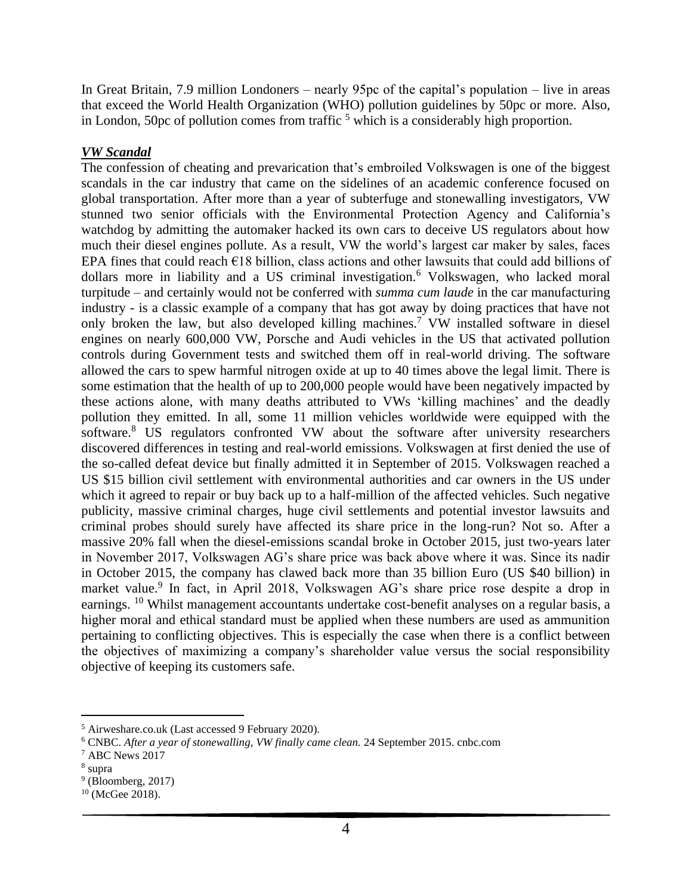In Great Britain, 7.9 million Londoners – nearly 95pc of the capital's population – live in areas that exceed the World Health Organization (WHO) pollution guidelines by 50pc or more. Also, in London, 50pc of pollution comes from traffic [5] which is a considerably high proportion.

***VW Scandal***

The confession of cheating and prevarication that's embroiled Volkswagen is one of the biggest scandals in the car industry that came on the sidelines of an academic conference focused on global transportation. After more than a year of subterfuge and stonewalling investigators, VW stunned two senior officials with the Environmental Protection Agency and California's watchdog by admitting the automaker hacked its own cars to deceive US regulators about how much their diesel engines pollute. As a result, VW the world's largest car maker by sales, faces EPA fines that could reach €18 billion, class actions and other lawsuits that could add billions of dollars more in liability and a US criminal investigation.[6] Volkswagen, who lacked moral turpitude – and certainly would not be conferred with *summa cum laude* in the car manufacturing industry - is a classic example of a company that has got away by doing practices that have not only broken the law, but also developed killing machines.[7] VW installed software in diesel engines on nearly 600,000 VW, Porsche and Audi vehicles in the US that activated pollution controls during Government tests and switched them off in real-world driving. The software allowed the cars to spew harmful nitrogen oxide at up to 40 times above the legal limit. There is some estimation that the health of up to 200,000 people would have been negatively impacted by these actions alone, with many deaths attributed to VWs 'killing machines' and the deadly pollution they emitted. In all, some 11 million vehicles worldwide were equipped with the software.[8] US regulators confronted VW about the software after university researchers discovered differences in testing and real-world emissions. Volkswagen at first denied the use of the so-called defeat device but finally admitted it in September of 2015. Volkswagen reached a US $15 billion civil settlement with environmental authorities and car owners in the US under which it agreed to repair or buy back up to a half-million of the affected vehicles. Such negative publicity, massive criminal charges, huge civil settlements and potential investor lawsuits and criminal probes should surely have affected its share price in the long-run? Not so. After a massive 20% fall when the diesel-emissions scandal broke in October 2015, just two-years later in November 2017, Volkswagen AG's share price was back above where it was. Since its nadir in October 2015, the company has clawed back more than 35 billion Euro (US $40 billion) in market value.[9] In fact, in April 2018, Volkswagen AG's share price rose despite a drop in earnings. [10] Whilst management accountants undertake cost-benefit analyses on a regular basis, a higher moral and ethical standard must be applied when these numbers are used as ammunition pertaining to conflicting objectives. This is especially the case when there is a conflict between the objectives of maximizing a company's shareholder value versus the social responsibility objective of keeping its customers safe.

---

[5] Airweshare.co.uk (Last accessed 9 February 2020).

[6] CNBC. *After a year of stonewalling, VW finally came clean.* 24 September 2015. cnbc.com

[7] ABC News 2017

[8] supra

[9] (Bloomberg, 2017)

[10] (McGee 2018).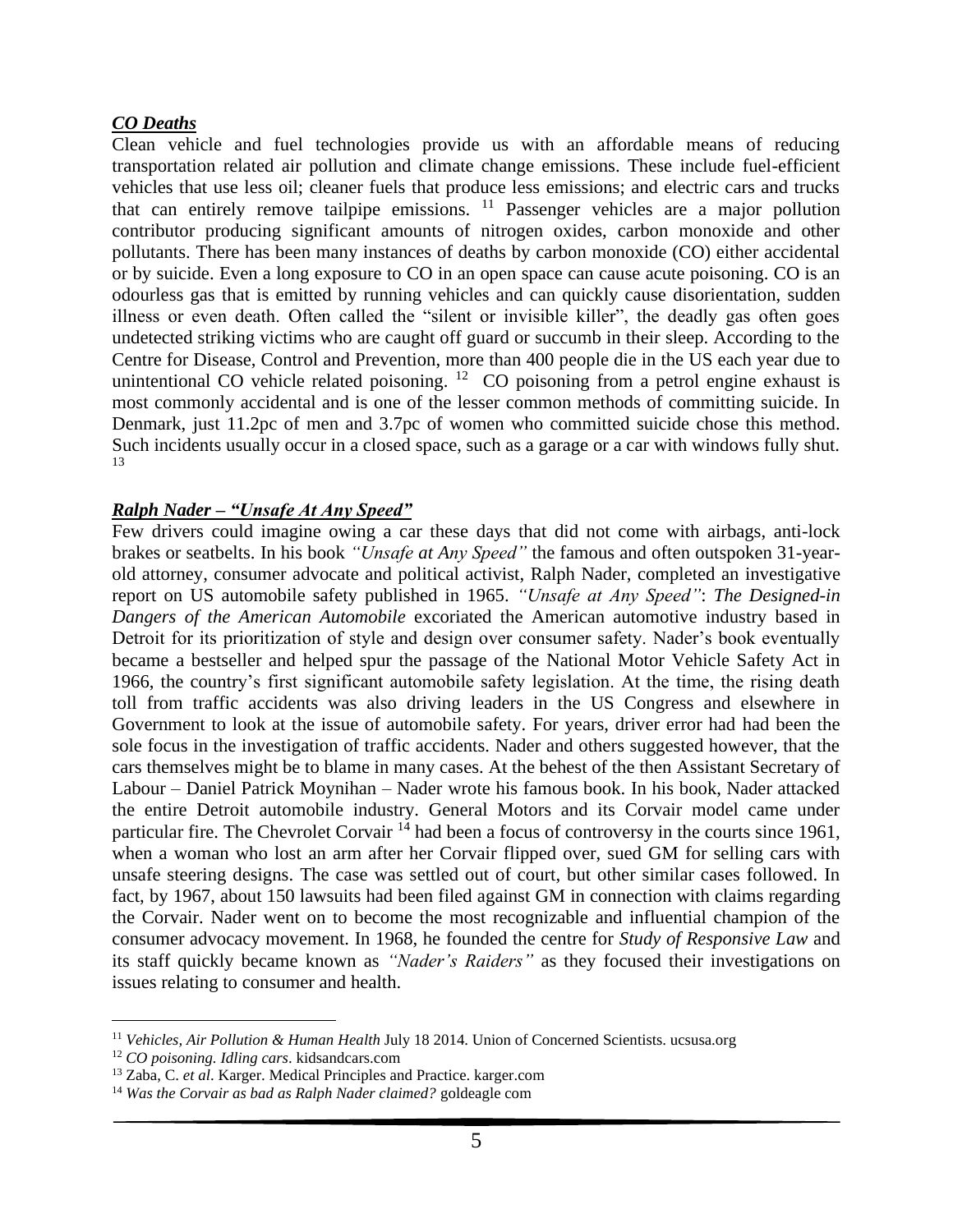***CO Deaths***

Clean vehicle and fuel technologies provide us with an affordable means of reducing transportation related air pollution and climate change emissions. These include fuel-efficient vehicles that use less oil; cleaner fuels that produce less emissions; and electric cars and trucks that can entirely remove tailpipe emissions. [11] Passenger vehicles are a major pollution contributor producing significant amounts of nitrogen oxides, carbon monoxide and other pollutants. There has been many instances of deaths by carbon monoxide (CO) either accidental or by suicide. Even a long exposure to CO in an open space can cause acute poisoning. CO is an odourless gas that is emitted by running vehicles and can quickly cause disorientation, sudden illness or even death. Often called the "silent or invisible killer", the deadly gas often goes undetected striking victims who are caught off guard or succumb in their sleep. According to the Centre for Disease, Control and Prevention, more than 400 people die in the US each year due to unintentional CO vehicle related poisoning. [12] CO poisoning from a petrol engine exhaust is most commonly accidental and is one of the lesser common methods of committing suicide. In Denmark, just 11.2pc of men and 3.7pc of women who committed suicide chose this method. Such incidents usually occur in a closed space, such as a garage or a car with windows fully shut. [13]

***Ralph Nader – "Unsafe At Any Speed"***

Few drivers could imagine owing a car these days that did not come with airbags, anti-lock brakes or seatbelts. In his book *"Unsafe at Any Speed"* the famous and often outspoken 31-year-old attorney, consumer advocate and political activist, Ralph Nader, completed an investigative report on US automobile safety published in 1965. *"Unsafe at Any Speed"*: *The Designed-in Dangers of the American Automobile* excoriated the American automotive industry based in Detroit for its prioritization of style and design over consumer safety. Nader's book eventually became a bestseller and helped spur the passage of the National Motor Vehicle Safety Act in 1966, the country's first significant automobile safety legislation. At the time, the rising death toll from traffic accidents was also driving leaders in the US Congress and elsewhere in Government to look at the issue of automobile safety. For years, driver error had had been the sole focus in the investigation of traffic accidents. Nader and others suggested however, that the cars themselves might be to blame in many cases. At the behest of the then Assistant Secretary of Labour – Daniel Patrick Moynihan – Nader wrote his famous book. In his book, Nader attacked the entire Detroit automobile industry. General Motors and its Corvair model came under particular fire. The Chevrolet Corvair [14] had been a focus of controversy in the courts since 1961, when a woman who lost an arm after her Corvair flipped over, sued GM for selling cars with unsafe steering designs. The case was settled out of court, but other similar cases followed. In fact, by 1967, about 150 lawsuits had been filed against GM in connection with claims regarding the Corvair. Nader went on to become the most recognizable and influential champion of the consumer advocacy movement. In 1968, he founded the centre for *Study of Responsive Law* and its staff quickly became known as *"Nader's Raiders"* as they focused their investigations on issues relating to consumer and health.

---

[11] *Vehicles, Air Pollution & Human Health* July 18 2014. Union of Concerned Scientists. ucsusa.org

[12] *CO poisoning. Idling cars*. kidsandcars.com

[13] Zaba, C. *et al*. Karger. Medical Principles and Practice. karger.com

[14] *Was the Corvair as bad as Ralph Nader claimed?* goldeagle com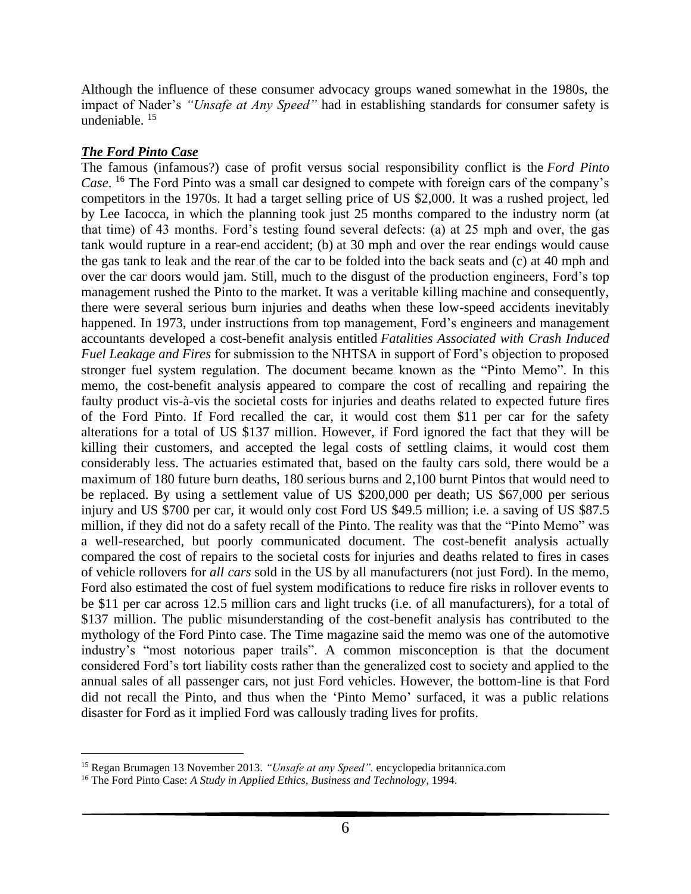Although the influence of these consumer advocacy groups waned somewhat in the 1980s, the impact of Nader's *"Unsafe at Any Speed"* had in establishing standards for consumer safety is undeniable. [15]

***The Ford Pinto Case***

The famous (infamous?) case of profit versus social responsibility conflict is the *Ford Pinto Case*. [16] The Ford Pinto was a small car designed to compete with foreign cars of the company's competitors in the 1970s. It had a target selling price of US $2,000. It was a rushed project, led by Lee Iacocca, in which the planning took just 25 months compared to the industry norm (at that time) of 43 months. Ford's testing found several defects: (a) at 25 mph and over, the gas tank would rupture in a rear-end accident; (b) at 30 mph and over the rear endings would cause the gas tank to leak and the rear of the car to be folded into the back seats and (c) at 40 mph and over the car doors would jam. Still, much to the disgust of the production engineers, Ford's top management rushed the Pinto to the market. It was a veritable killing machine and consequently, there were several serious burn injuries and deaths when these low-speed accidents inevitably happened. In 1973, under instructions from top management, Ford's engineers and management accountants developed a cost-benefit analysis entitled *Fatalities Associated with Crash Induced Fuel Leakage and Fires* for submission to the NHTSA in support of Ford's objection to proposed stronger fuel system regulation. The document became known as the "Pinto Memo". In this memo, the cost-benefit analysis appeared to compare the cost of recalling and repairing the faulty product vis-à-vis the societal costs for injuries and deaths related to expected future fires of the Ford Pinto. If Ford recalled the car, it would cost them $11 per car for the safety alterations for a total of US $137 million. However, if Ford ignored the fact that they will be killing their customers, and accepted the legal costs of settling claims, it would cost them considerably less. The actuaries estimated that, based on the faulty cars sold, there would be a maximum of 180 future burn deaths, 180 serious burns and 2,100 burnt Pintos that would need to be replaced. By using a settlement value of US $200,000 per death; US $67,000 per serious injury and US $700 per car, it would only cost Ford US $49.5 million; i.e. a saving of US $87.5 million, if they did not do a safety recall of the Pinto. The reality was that the "Pinto Memo" was a well-researched, but poorly communicated document. The cost-benefit analysis actually compared the cost of repairs to the societal costs for injuries and deaths related to fires in cases of vehicle rollovers for *all cars* sold in the US by all manufacturers (not just Ford). In the memo, Ford also estimated the cost of fuel system modifications to reduce fire risks in rollover events to be $11 per car across 12.5 million cars and light trucks (i.e. of all manufacturers), for a total of $137 million. The public misunderstanding of the cost-benefit analysis has contributed to the mythology of the Ford Pinto case. The Time magazine said the memo was one of the automotive industry's "most notorious paper trails". A common misconception is that the document considered Ford's tort liability costs rather than the generalized cost to society and applied to the annual sales of all passenger cars, not just Ford vehicles. However, the bottom-line is that Ford did not recall the Pinto, and thus when the 'Pinto Memo' surfaced, it was a public relations disaster for Ford as it implied Ford was callously trading lives for profits.

---

[15] Regan Brumagen 13 November 2013. *"Unsafe at any Speed".* encyclopedia britannica.com

[16] The Ford Pinto Case: *A Study in Applied Ethics, Business and Technology*, 1994.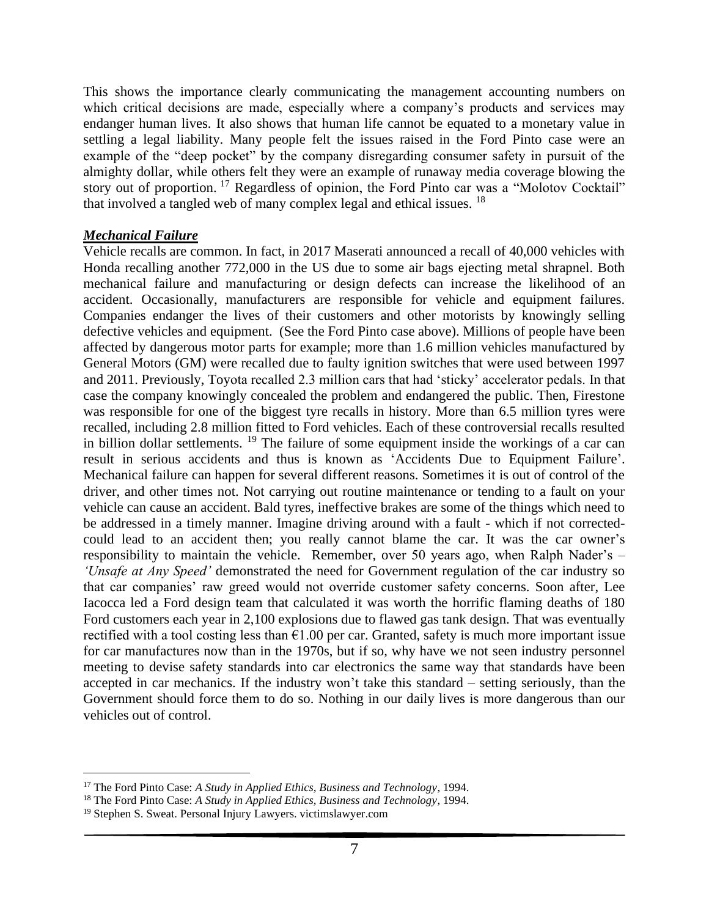This shows the importance clearly communicating the management accounting numbers on which critical decisions are made, especially where a company's products and services may endanger human lives. It also shows that human life cannot be equated to a monetary value in settling a legal liability. Many people felt the issues raised in the Ford Pinto case were an example of the "deep pocket" by the company disregarding consumer safety in pursuit of the almighty dollar, while others felt they were an example of runaway media coverage blowing the story out of proportion. [17] Regardless of opinion, the Ford Pinto car was a "Molotov Cocktail" that involved a tangled web of many complex legal and ethical issues. [18]

### ***Mechanical Failure***

Vehicle recalls are common. In fact, in 2017 Maserati announced a recall of 40,000 vehicles with Honda recalling another 772,000 in the US due to some air bags ejecting metal shrapnel. Both mechanical failure and manufacturing or design defects can increase the likelihood of an accident. Occasionally, manufacturers are responsible for vehicle and equipment failures. Companies endanger the lives of their customers and other motorists by knowingly selling defective vehicles and equipment. (See the Ford Pinto case above). Millions of people have been affected by dangerous motor parts for example; more than 1.6 million vehicles manufactured by General Motors (GM) were recalled due to faulty ignition switches that were used between 1997 and 2011. Previously, Toyota recalled 2.3 million cars that had 'sticky' accelerator pedals. In that case the company knowingly concealed the problem and endangered the public. Then, Firestone was responsible for one of the biggest tyre recalls in history. More than 6.5 million tyres were recalled, including 2.8 million fitted to Ford vehicles. Each of these controversial recalls resulted in billion dollar settlements. [19] The failure of some equipment inside the workings of a car can result in serious accidents and thus is known as 'Accidents Due to Equipment Failure'. Mechanical failure can happen for several different reasons. Sometimes it is out of control of the driver, and other times not. Not carrying out routine maintenance or tending to a fault on your vehicle can cause an accident. Bald tyres, ineffective brakes are some of the things which need to be addressed in a timely manner. Imagine driving around with a fault - which if not corrected- could lead to an accident then; you really cannot blame the car. It was the car owner's responsibility to maintain the vehicle. Remember, over 50 years ago, when Ralph Nader's – *'Unsafe at Any Speed'* demonstrated the need for Government regulation of the car industry so that car companies' raw greed would not override customer safety concerns. Soon after, Lee Iacocca led a Ford design team that calculated it was worth the horrific flaming deaths of 180 Ford customers each year in 2,100 explosions due to flawed gas tank design. That was eventually rectified with a tool costing less than €1.00 per car. Granted, safety is much more important issue for car manufactures now than in the 1970s, but if so, why have we not seen industry personnel meeting to devise safety standards into car electronics the same way that standards have been accepted in car mechanics. If the industry won't take this standard – setting seriously, than the Government should force them to do so. Nothing in our daily lives is more dangerous than our vehicles out of control.

---

[17] The Ford Pinto Case: *A Study in Applied Ethics, Business and Technology*, 1994.

[18] The Ford Pinto Case: *A Study in Applied Ethics, Business and Technology*, 1994.

[19] Stephen S. Sweat. Personal Injury Lawyers. victimslawyer.com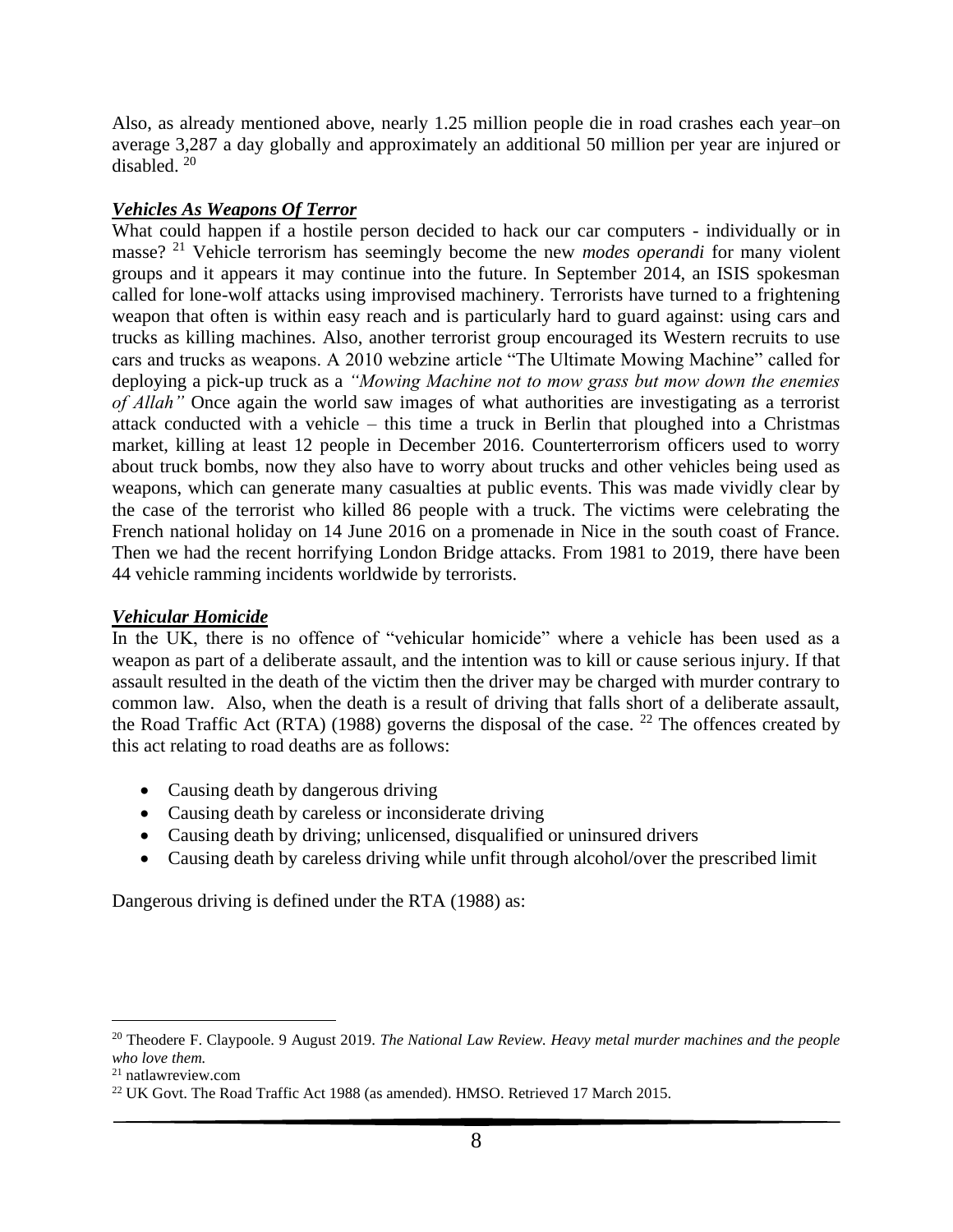Also, as already mentioned above, nearly 1.25 million people die in road crashes each year–on average 3,287 a day globally and approximately an additional 50 million per year are injured or disabled. [20]

***Vehicles As Weapons Of Terror***

What could happen if a hostile person decided to hack our car computers - individually or in masse? [21] Vehicle terrorism has seemingly become the new *modes operandi* for many violent groups and it appears it may continue into the future. In September 2014, an ISIS spokesman called for lone-wolf attacks using improvised machinery. Terrorists have turned to a frightening weapon that often is within easy reach and is particularly hard to guard against: using cars and trucks as killing machines. Also, another terrorist group encouraged its Western recruits to use cars and trucks as weapons. A 2010 webzine article "The Ultimate Mowing Machine" called for deploying a pick-up truck as a *"Mowing Machine not to mow grass but mow down the enemies of Allah"* Once again the world saw images of what authorities are investigating as a terrorist attack conducted with a vehicle – this time a truck in Berlin that ploughed into a Christmas market, killing at least 12 people in December 2016. Counterterrorism officers used to worry about truck bombs, now they also have to worry about trucks and other vehicles being used as weapons, which can generate many casualties at public events. This was made vividly clear by the case of the terrorist who killed 86 people with a truck. The victims were celebrating the French national holiday on 14 June 2016 on a promenade in Nice in the south coast of France. Then we had the recent horrifying London Bridge attacks. From 1981 to 2019, there have been 44 vehicle ramming incidents worldwide by terrorists.

***Vehicular Homicide***

In the UK, there is no offence of "vehicular homicide" where a vehicle has been used as a weapon as part of a deliberate assault, and the intention was to kill or cause serious injury. If that assault resulted in the death of the victim then the driver may be charged with murder contrary to common law. Also, when the death is a result of driving that falls short of a deliberate assault, the Road Traffic Act (RTA) (1988) governs the disposal of the case. [22] The offences created by this act relating to road deaths are as follows:

- Causing death by dangerous driving
- Causing death by careless or inconsiderate driving
- Causing death by driving; unlicensed, disqualified or uninsured drivers
- Causing death by careless driving while unfit through alcohol/over the prescribed limit

Dangerous driving is defined under the RTA (1988) as:

---

[20] Theodere F. Claypoole. 9 August 2019. *The National Law Review. Heavy metal murder machines and the people who love them.*

[21] natlawreview.com

[22] UK Govt. The Road Traffic Act 1988 (as amended). HMSO. Retrieved 17 March 2015.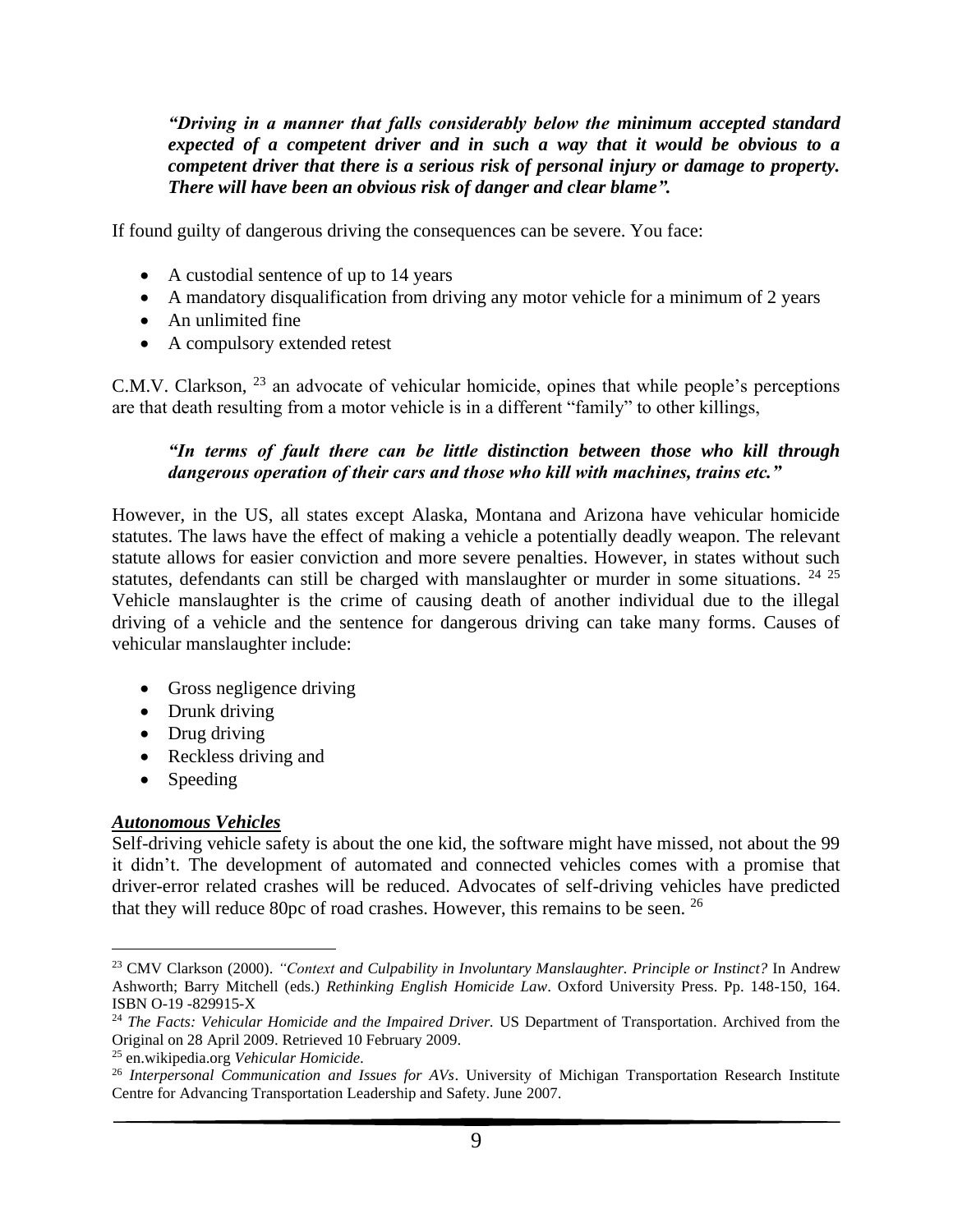***"Driving in a manner that falls considerably below the minimum accepted standard expected of a competent driver and in such a way that it would be obvious to a competent driver that there is a serious risk of personal injury or damage to property. There will have been an obvious risk of danger and clear blame".***

If found guilty of dangerous driving the consequences can be severe. You face:

- A custodial sentence of up to 14 years
- A mandatory disqualification from driving any motor vehicle for a minimum of 2 years
- An unlimited fine
- A compulsory extended retest

C.M.V. Clarkson, [23] an advocate of vehicular homicide, opines that while people's perceptions are that death resulting from a motor vehicle is in a different "family" to other killings,

***"In terms of fault there can be little distinction between those who kill through dangerous operation of their cars and those who kill with machines, trains etc."***

However, in the US, all states except Alaska, Montana and Arizona have vehicular homicide statutes. The laws have the effect of making a vehicle a potentially deadly weapon. The relevant statute allows for easier conviction and more severe penalties. However, in states without such statutes, defendants can still be charged with manslaughter or murder in some situations. [24] [25] Vehicle manslaughter is the crime of causing death of another individual due to the illegal driving of a vehicle and the sentence for dangerous driving can take many forms. Causes of vehicular manslaughter include:

- Gross negligence driving
- Drunk driving
- Drug driving
- Reckless driving and
- Speeding

***Autonomous Vehicles***

Self-driving vehicle safety is about the one kid, the software might have missed, not about the 99 it didn't. The development of automated and connected vehicles comes with a promise that driver-error related crashes will be reduced. Advocates of self-driving vehicles have predicted that they will reduce 80pc of road crashes. However, this remains to be seen. [26]

---

[23] CMV Clarkson (2000). *"Context and Culpability in Involuntary Manslaughter. Principle or Instinct?* In Andrew Ashworth; Barry Mitchell (eds.) *Rethinking English Homicide Law*. Oxford University Press. Pp. 148-150, 164. ISBN O-19 -829915-X

[24] *The Facts: Vehicular Homicide and the Impaired Driver.* US Department of Transportation. Archived from the Original on 28 April 2009. Retrieved 10 February 2009.

[25] en.wikipedia.org *Vehicular Homicide.*

[26] *Interpersonal Communication and Issues for AVs*. University of Michigan Transportation Research Institute Centre for Advancing Transportation Leadership and Safety. June 2007.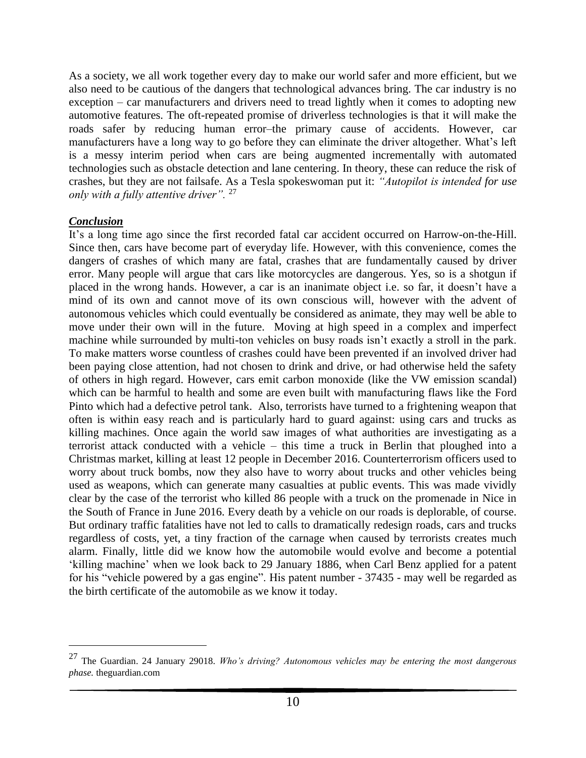As a society, we all work together every day to make our world safer and more efficient, but we also need to be cautious of the dangers that technological advances bring. The car industry is no exception – car manufacturers and drivers need to tread lightly when it comes to adopting new automotive features. The oft-repeated promise of driverless technologies is that it will make the roads safer by reducing human error–the primary cause of accidents. However, car manufacturers have a long way to go before they can eliminate the driver altogether. What's left is a messy interim period when cars are being augmented incrementally with automated technologies such as obstacle detection and lane centering. In theory, these can reduce the risk of crashes, but they are not failsafe. As a Tesla spokeswoman put it: *"Autopilot is intended for use only with a fully attentive driver".* [27]

***Conclusion***

It's a long time ago since the first recorded fatal car accident occurred on Harrow-on-the-Hill. Since then, cars have become part of everyday life. However, with this convenience, comes the dangers of crashes of which many are fatal, crashes that are fundamentally caused by driver error. Many people will argue that cars like motorcycles are dangerous. Yes, so is a shotgun if placed in the wrong hands. However, a car is an inanimate object i.e. so far, it doesn't have a mind of its own and cannot move of its own conscious will, however with the advent of autonomous vehicles which could eventually be considered as animate, they may well be able to move under their own will in the future. Moving at high speed in a complex and imperfect machine while surrounded by multi-ton vehicles on busy roads isn't exactly a stroll in the park. To make matters worse countless of crashes could have been prevented if an involved driver had been paying close attention, had not chosen to drink and drive, or had otherwise held the safety of others in high regard. However, cars emit carbon monoxide (like the VW emission scandal) which can be harmful to health and some are even built with manufacturing flaws like the Ford Pinto which had a defective petrol tank. Also, terrorists have turned to a frightening weapon that often is within easy reach and is particularly hard to guard against: using cars and trucks as killing machines. Once again the world saw images of what authorities are investigating as a terrorist attack conducted with a vehicle – this time a truck in Berlin that ploughed into a Christmas market, killing at least 12 people in December 2016. Counterterrorism officers used to worry about truck bombs, now they also have to worry about trucks and other vehicles being used as weapons, which can generate many casualties at public events. This was made vividly clear by the case of the terrorist who killed 86 people with a truck on the promenade in Nice in the South of France in June 2016. Every death by a vehicle on our roads is deplorable, of course. But ordinary traffic fatalities have not led to calls to dramatically redesign roads, cars and trucks regardless of costs, yet, a tiny fraction of the carnage when caused by terrorists creates much alarm. Finally, little did we know how the automobile would evolve and become a potential 'killing machine' when we look back to 29 January 1886, when Carl Benz applied for a patent for his "vehicle powered by a gas engine". His patent number - 37435 - may well be regarded as the birth certificate of the automobile as we know it today.

---

[27] The Guardian. 24 January 29018. *Who's driving? Autonomous vehicles may be entering the most dangerous phase.* theguardian.com